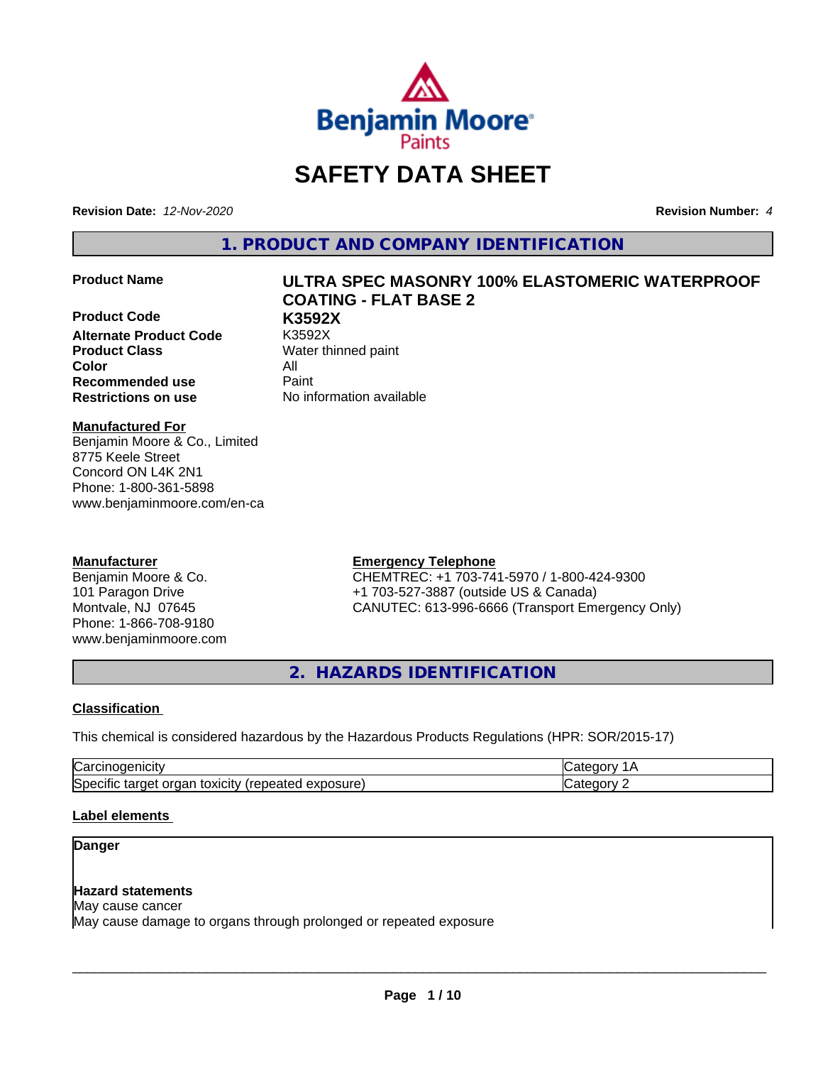# SAFETY DATA SHEET

**Revision Date:** *12-Nov-2020* **Revision Number:** *4*

## 1. PRODUCT AND COMPANY IDENTIFICATION

| | |
|---|---|
| **Product Name** | **ULTRA SPEC MASONRY 100% ELASTOMERIC WATERPROOF COATING - FLAT BASE 2** |
| **Product Code** | **K3592X** |
| **Alternate Product Code** | K3592X |
| **Product Class** | Water thinned paint |
| **Color** | All |
| **Recommended use** | Paint |
| **Restrictions on use** | No information available |

**Manufactured For**
Benjamin Moore & Co., Limited
8775 Keele Street
Concord ON L4K 2N1
Phone: 1-800-361-5898
www.benjaminmoore.com/en-ca

**Manufacturer**
Benjamin Moore & Co.
101 Paragon Drive
Montvale, NJ 07645
Phone: 1-866-708-9180
www.benjaminmoore.com

**Emergency Telephone**
CHEMTREC: +1 703-741-5970 / 1-800-424-9300
+1 703-527-3887 (outside US & Canada)
CANUTEC: 613-996-6666 (Transport Emergency Only)

## 2. HAZARDS IDENTIFICATION

**Classification**

This chemical is considered hazardous by the Hazardous Products Regulations (HPR: SOR/2015-17)

| | |
|---|---|
| Carcinogenicity | Category 1A |
| Specific target organ toxicity (repeated exposure) | Category 2 |

**Label elements**

**Danger**

**Hazard statements**
May cause cancer
May cause damage to organs through prolonged or repeated exposure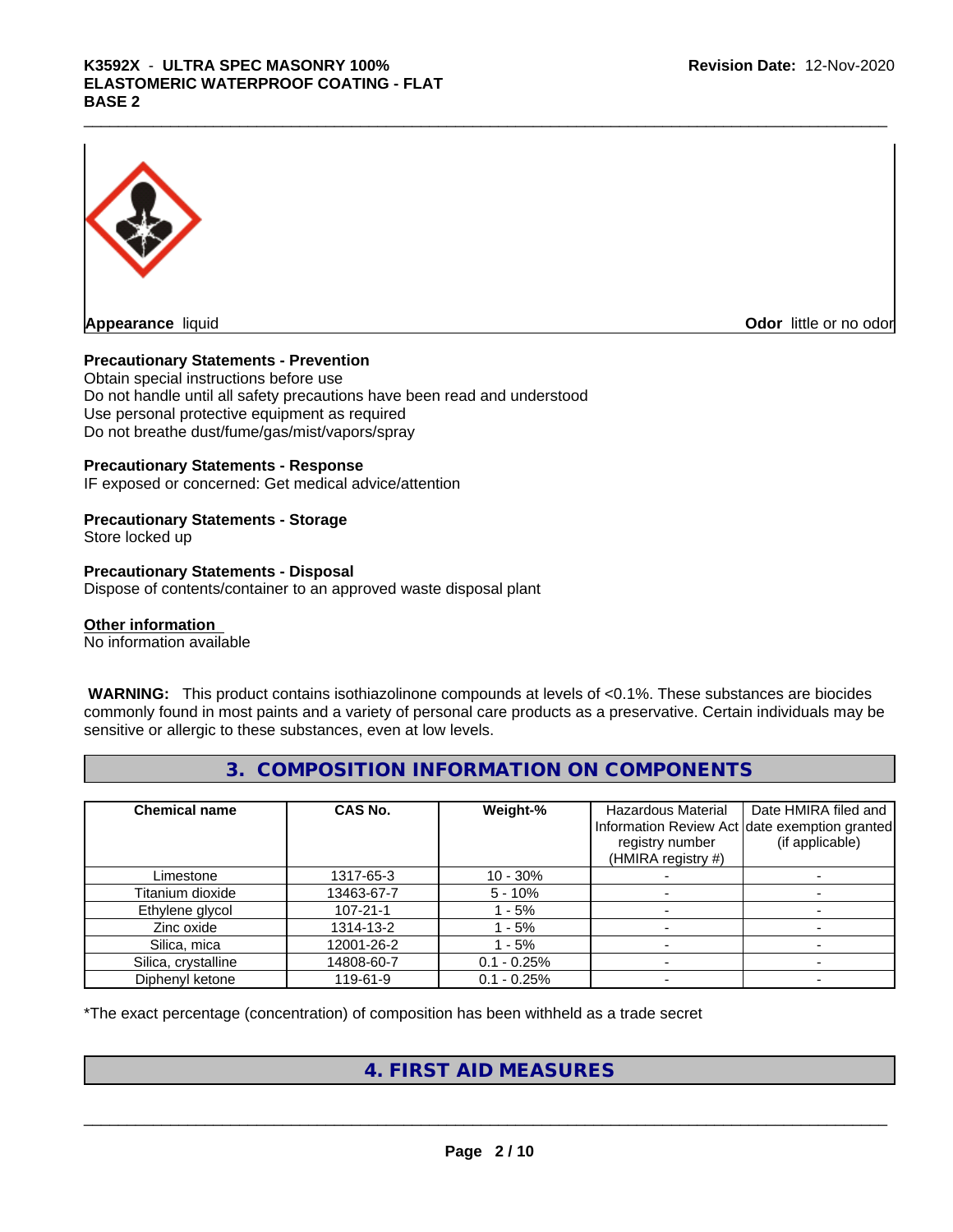**Appearance** liquid

**Odor** little or no odor

**Precautionary Statements - Prevention**

Obtain special instructions before use
Do not handle until all safety precautions have been read and understood
Use personal protective equipment as required
Do not breathe dust/fume/gas/mist/vapors/spray

**Precautionary Statements - Response**

IF exposed or concerned: Get medical advice/attention

**Precautionary Statements - Storage**

Store locked up

**Precautionary Statements - Disposal**

Dispose of contents/container to an approved waste disposal plant

**Other information**

No information available

**WARNING:** This product contains isothiazolinone compounds at levels of <0.1%. These substances are biocides commonly found in most paints and a variety of personal care products as a preservative. Certain individuals may be sensitive or allergic to these substances, even at low levels.

## 3. COMPOSITION INFORMATION ON COMPONENTS

| Chemical name | CAS No. | Weight-% | Hazardous Material Information Review Act registry number (HMIRA registry #) | Date HMIRA filed and date exemption granted (if applicable) |
|---|---|---|---|---|
| Limestone | 1317-65-3 | 10 - 30% | - | - |
| Titanium dioxide | 13463-67-7 | 5 - 10% | - | - |
| Ethylene glycol | 107-21-1 | 1 - 5% | - | - |
| Zinc oxide | 1314-13-2 | 1 - 5% | - | - |
| Silica, mica | 12001-26-2 | 1 - 5% | - | - |
| Silica, crystalline | 14808-60-7 | 0.1 - 0.25% | - | - |
| Diphenyl ketone | 119-61-9 | 0.1 - 0.25% | - | - |

*The exact percentage (concentration) of composition has been withheld as a trade secret

## 4. FIRST AID MEASURES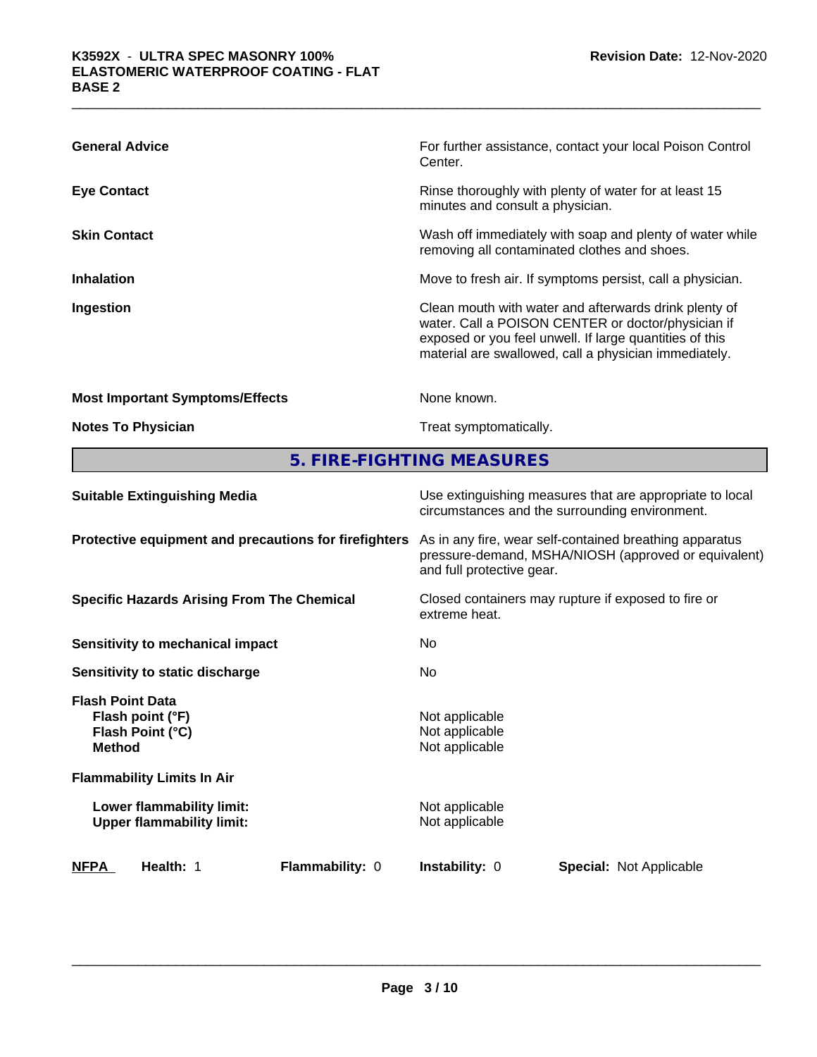**General Advice** For further assistance, contact your local Poison Control Center.

**Eye Contact** Rinse thoroughly with plenty of water for at least 15 minutes and consult a physician.

**Skin Contact** Wash off immediately with soap and plenty of water while removing all contaminated clothes and shoes.

**Inhalation** Move to fresh air. If symptoms persist, call a physician.

**Ingestion** Clean mouth with water and afterwards drink plenty of water. Call a POISON CENTER or doctor/physician if exposed or you feel unwell. If large quantities of this material are swallowed, call a physician immediately.

**Most Important Symptoms/Effects** None known.

**Notes To Physician** Treat symptomatically.

## 5. FIRE-FIGHTING MEASURES

**Suitable Extinguishing Media** Use extinguishing measures that are appropriate to local circumstances and the surrounding environment.

**Protective equipment and precautions for firefighters** As in any fire, wear self-contained breathing apparatus pressure-demand, MSHA/NIOSH (approved or equivalent) and full protective gear.

**Specific Hazards Arising From The Chemical** Closed containers may rupture if exposed to fire or extreme heat.

**Sensitivity to mechanical impact** No

**Sensitivity to static discharge** No

**Flash Point Data**
**Flash point (°F)** Not applicable
**Flash Point (°C)** Not applicable
**Method** Not applicable

**Flammability Limits In Air**

**Lower flammability limit:** Not applicable
**Upper flammability limit:** Not applicable

| NFPA | Health: 1 | Flammability: 0 | Instability: 0 | Special: Not Applicable |
|---|---|---|---|---|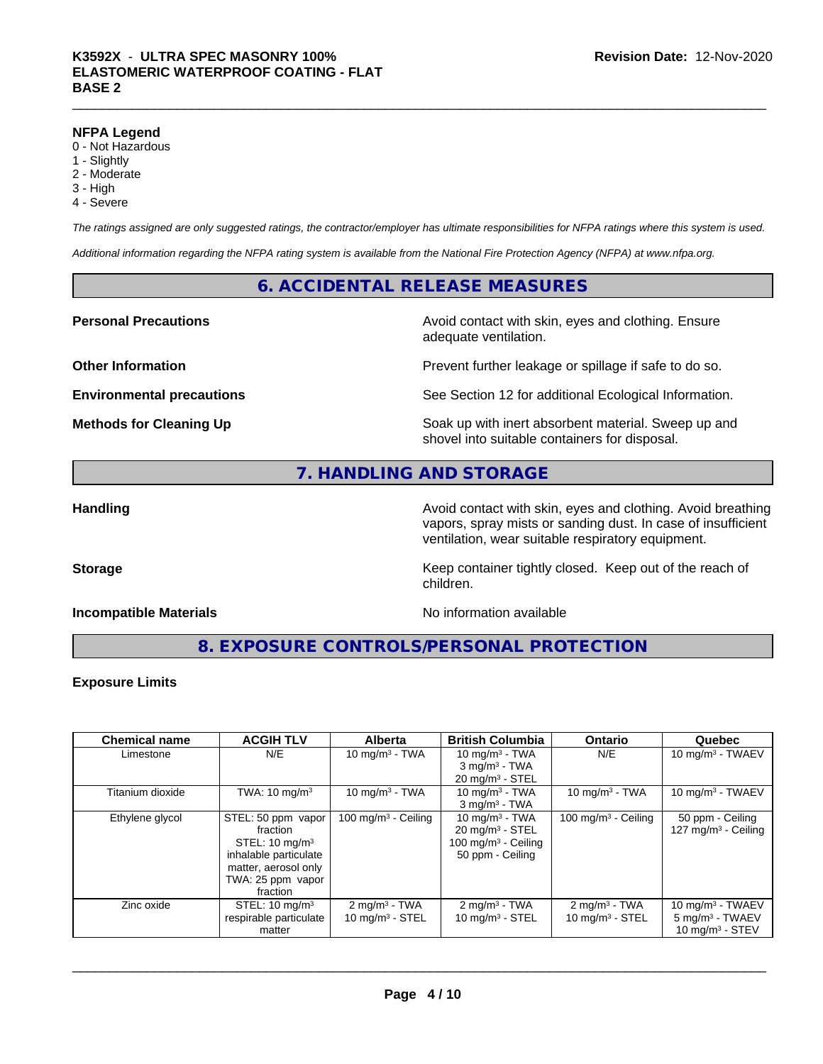### NFPA Legend

- 0 - Not Hazardous
- 1 - Slightly
- 2 - Moderate
- 3 - High
- 4 - Severe

*The ratings assigned are only suggested ratings, the contractor/employer has ultimate responsibilities for NFPA ratings where this system is used.*

*Additional information regarding the NFPA rating system is available from the National Fire Protection Agency (NFPA) at www.nfpa.org.*

## 6. ACCIDENTAL RELEASE MEASURES

**Personal Precautions** — Avoid contact with skin, eyes and clothing. Ensure adequate ventilation.

**Other Information** — Prevent further leakage or spillage if safe to do so.

**Environmental precautions** — See Section 12 for additional Ecological Information.

**Methods for Cleaning Up** — Soak up with inert absorbent material. Sweep up and shovel into suitable containers for disposal.

## 7. HANDLING AND STORAGE

**Handling** — Avoid contact with skin, eyes and clothing. Avoid breathing vapors, spray mists or sanding dust. In case of insufficient ventilation, wear suitable respiratory equipment.

**Storage** — Keep container tightly closed. Keep out of the reach of children.

**Incompatible Materials** — No information available

## 8. EXPOSURE CONTROLS/PERSONAL PROTECTION

### Exposure Limits

| Chemical name | ACGIH TLV | Alberta | British Columbia | Ontario | Quebec |
|---|---|---|---|---|---|
| Limestone | N/E | 10 mg/m³ - TWA | 10 mg/m³ - TWA<br>3 mg/m³ - TWA<br>20 mg/m³ - STEL | N/E | 10 mg/m³ - TWAEV |
| Titanium dioxide | TWA: 10 mg/m³ | 10 mg/m³ - TWA | 10 mg/m³ - TWA<br>3 mg/m³ - TWA | 10 mg/m³ - TWA | 10 mg/m³ - TWAEV |
| Ethylene glycol | STEL: 50 ppm vapor fraction<br>STEL: 10 mg/m³ inhalable particulate matter, aerosol only<br>TWA: 25 ppm vapor fraction | 100 mg/m³ - Ceiling | 10 mg/m³ - TWA<br>20 mg/m³ - STEL<br>100 mg/m³ - Ceiling<br>50 ppm - Ceiling | 100 mg/m³ - Ceiling | 50 ppm - Ceiling<br>127 mg/m³ - Ceiling |
| Zinc oxide | STEL: 10 mg/m³ respirable particulate matter | 2 mg/m³ - TWA<br>10 mg/m³ - STEL | 2 mg/m³ - TWA<br>10 mg/m³ - STEL | 2 mg/m³ - TWA<br>10 mg/m³ - STEL | 10 mg/m³ - TWAEV<br>5 mg/m³ - TWAEV<br>10 mg/m³ - STEV |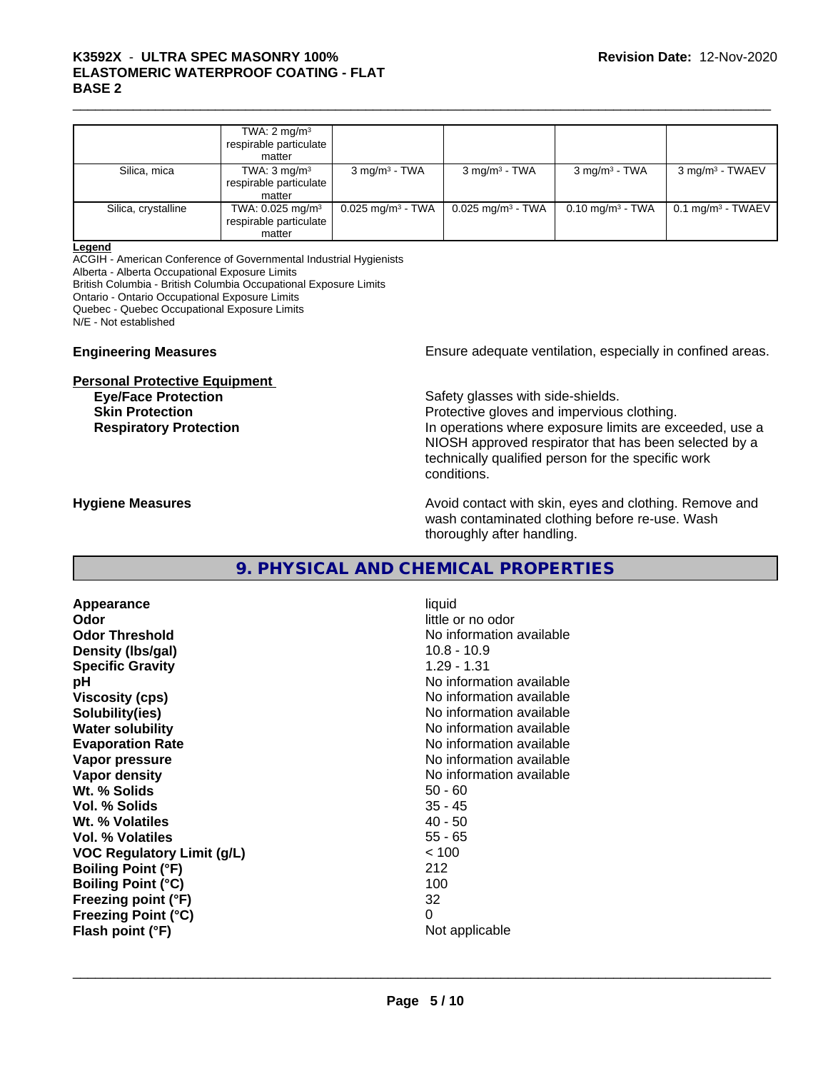|  | TWA: 2 mg/m³ respirable particulate matter |  |  |  |  |
|---|---|---|---|---|---|
| Silica, mica | TWA: 3 mg/m³ respirable particulate matter | 3 mg/m³ - TWA | 3 mg/m³ - TWA | 3 mg/m³ - TWA | 3 mg/m³ - TWAEV |
| Silica, crystalline | TWA: 0.025 mg/m³ respirable particulate matter | 0.025 mg/m³ - TWA | 0.025 mg/m³ - TWA | 0.10 mg/m³ - TWA | 0.1 mg/m³ - TWAEV |

**Legend**

ACGIH - American Conference of Governmental Industrial Hygienists
Alberta - Alberta Occupational Exposure Limits
British Columbia - British Columbia Occupational Exposure Limits
Ontario - Ontario Occupational Exposure Limits
Quebec - Quebec Occupational Exposure Limits
N/E - Not established

**Engineering Measures** Ensure adequate ventilation, especially in confined areas.

**Personal Protective Equipment**

**Eye/Face Protection** Safety glasses with side-shields.

**Skin Protection** Protective gloves and impervious clothing.

**Respiratory Protection** In operations where exposure limits are exceeded, use a NIOSH approved respirator that has been selected by a technically qualified person for the specific work conditions.

**Hygiene Measures** Avoid contact with skin, eyes and clothing. Remove and wash contaminated clothing before re-use. Wash thoroughly after handling.

## 9. PHYSICAL AND CHEMICAL PROPERTIES

| | |
|---|---|
| **Appearance** | liquid |
| **Odor** | little or no odor |
| **Odor Threshold** | No information available |
| **Density (lbs/gal)** | 10.8 - 10.9 |
| **Specific Gravity** | 1.29 - 1.31 |
| **pH** | No information available |
| **Viscosity (cps)** | No information available |
| **Solubility(ies)** | No information available |
| **Water solubility** | No information available |
| **Evaporation Rate** | No information available |
| **Vapor pressure** | No information available |
| **Vapor density** | No information available |
| **Wt. % Solids** | 50 - 60 |
| **Vol. % Solids** | 35 - 45 |
| **Wt. % Volatiles** | 40 - 50 |
| **Vol. % Volatiles** | 55 - 65 |
| **VOC Regulatory Limit (g/L)** | < 100 |
| **Boiling Point (°F)** | 212 |
| **Boiling Point (°C)** | 100 |
| **Freezing point (°F)** | 32 |
| **Freezing Point (°C)** | 0 |
| **Flash point (°F)** | Not applicable |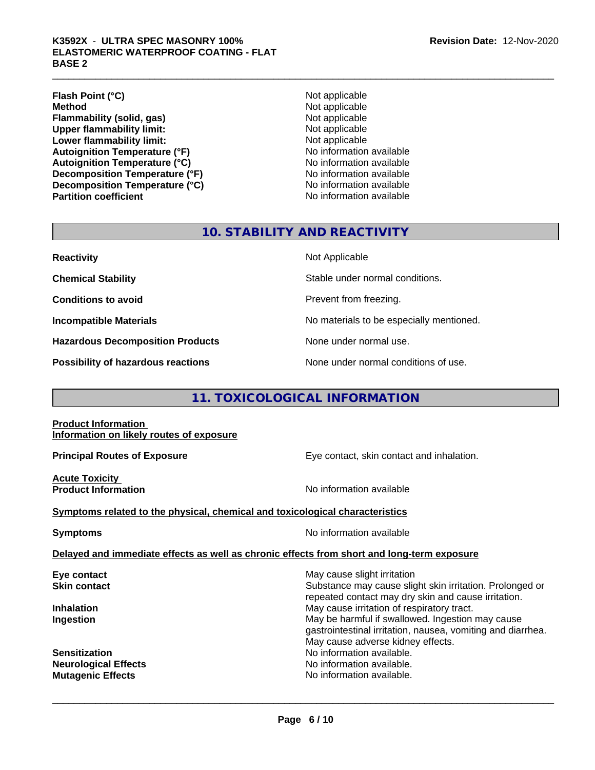| | |
|---|---|
| **Flash Point (°C)** | Not applicable |
| **Method** | Not applicable |
| **Flammability (solid, gas)** | Not applicable |
| **Upper flammability limit:** | Not applicable |
| **Lower flammability limit:** | Not applicable |
| **Autoignition Temperature (°F)** | No information available |
| **Autoignition Temperature (°C)** | No information available |
| **Decomposition Temperature (°F)** | No information available |
| **Decomposition Temperature (°C)** | No information available |
| **Partition coefficient** | No information available |

## 10. STABILITY AND REACTIVITY

| | |
|---|---|
| **Reactivity** | Not Applicable |
| **Chemical Stability** | Stable under normal conditions. |
| **Conditions to avoid** | Prevent from freezing. |
| **Incompatible Materials** | No materials to be especially mentioned. |
| **Hazardous Decomposition Products** | None under normal use. |
| **Possibility of hazardous reactions** | None under normal conditions of use. |

## 11. TOXICOLOGICAL INFORMATION

**Product Information**
**Information on likely routes of exposure**

| | |
|---|---|
| **Principal Routes of Exposure** | Eye contact, skin contact and inhalation. |

**Acute Toxicity**

| | |
|---|---|
| **Product Information** | No information available |

**Symptoms related to the physical, chemical and toxicological characteristics**

| | |
|---|---|
| **Symptoms** | No information available |

**Delayed and immediate effects as well as chronic effects from short and long-term exposure**

| | |
|---|---|
| **Eye contact** | May cause slight irritation |
| **Skin contact** | Substance may cause slight skin irritation. Prolonged or repeated contact may dry skin and cause irritation. |
| **Inhalation** | May cause irritation of respiratory tract. |
| **Ingestion** | May be harmful if swallowed. Ingestion may cause gastrointestinal irritation, nausea, vomiting and diarrhea. May cause adverse kidney effects. |
| **Sensitization** | No information available. |
| **Neurological Effects** | No information available. |
| **Mutagenic Effects** | No information available. |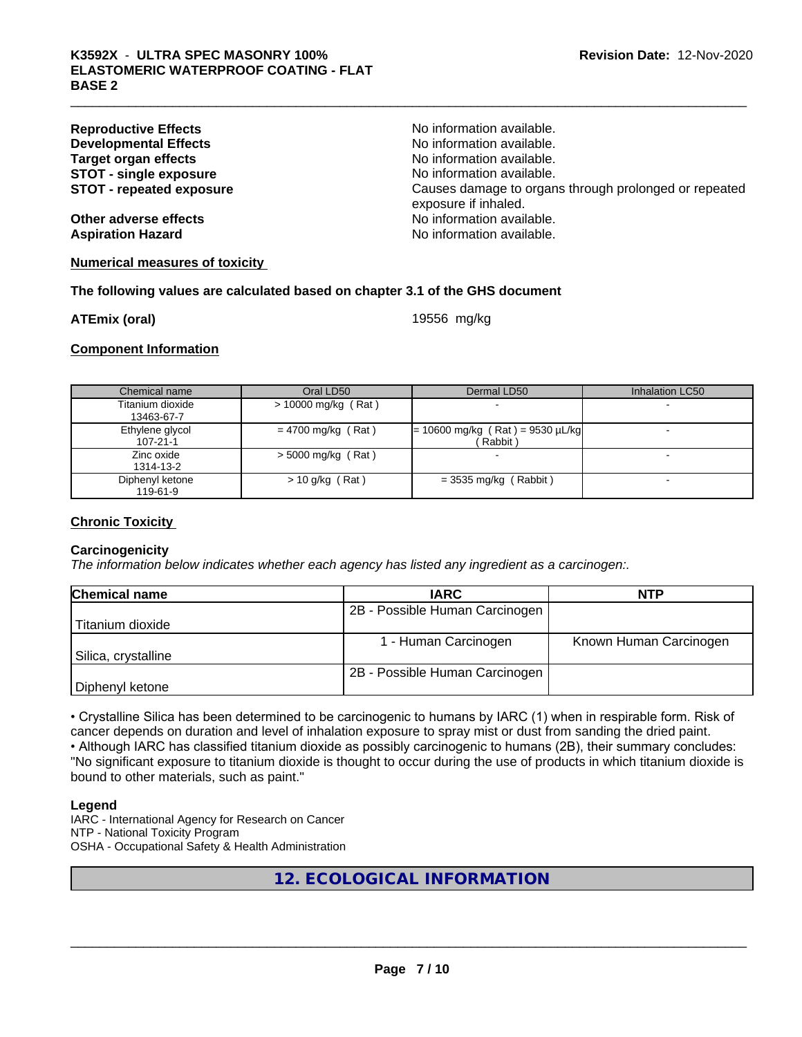**Reproductive Effects** No information available.
**Developmental Effects** No information available.
**Target organ effects** No information available.
**STOT - single exposure** No information available.
**STOT - repeated exposure** Causes damage to organs through prolonged or repeated exposure if inhaled.
**Other adverse effects** No information available.
**Aspiration Hazard** No information available.

**Numerical measures of toxicity**

**The following values are calculated based on chapter 3.1 of the GHS document**

**ATEmix (oral)** 19556 mg/kg

**Component Information**

| Chemical name | Oral LD50 | Dermal LD50 | Inhalation LC50 |
|---|---|---|---|
| Titanium dioxide<br>13463-67-7 | > 10000 mg/kg ( Rat ) | - | - |
| Ethylene glycol<br>107-21-1 | = 4700 mg/kg ( Rat ) | = 10600 mg/kg ( Rat ) = 9530 µL/kg ( Rabbit ) | - |
| Zinc oxide<br>1314-13-2 | > 5000 mg/kg ( Rat ) | - | - |
| Diphenyl ketone<br>119-61-9 | > 10 g/kg ( Rat ) | = 3535 mg/kg ( Rabbit ) | - |

**Chronic Toxicity**

**Carcinogenicity**

*The information below indicates whether each agency has listed any ingredient as a carcinogen:.*

| Chemical name | IARC | NTP |
|---|---|---|
| Titanium dioxide | 2B - Possible Human Carcinogen | |
| Silica, crystalline | 1 - Human Carcinogen | Known Human Carcinogen |
| Diphenyl ketone | 2B - Possible Human Carcinogen | |

• Crystalline Silica has been determined to be carcinogenic to humans by IARC (1) when in respirable form. Risk of cancer depends on duration and level of inhalation exposure to spray mist or dust from sanding the dried paint.
• Although IARC has classified titanium dioxide as possibly carcinogenic to humans (2B), their summary concludes: "No significant exposure to titanium dioxide is thought to occur during the use of products in which titanium dioxide is bound to other materials, such as paint."

**Legend**

IARC - International Agency for Research on Cancer
NTP - National Toxicity Program
OSHA - Occupational Safety & Health Administration

## 12. ECOLOGICAL INFORMATION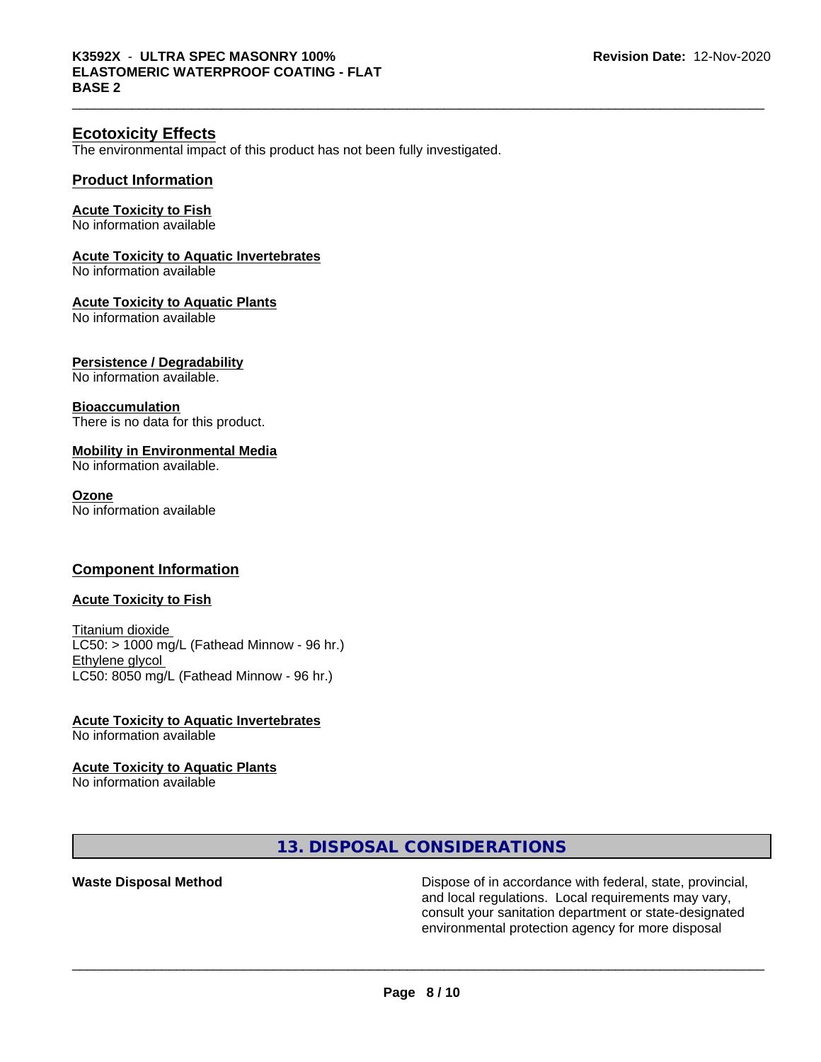## Ecotoxicity Effects

The environmental impact of this product has not been fully investigated.

### Product Information

**Acute Toxicity to Fish**
No information available

**Acute Toxicity to Aquatic Invertebrates**
No information available

**Acute Toxicity to Aquatic Plants**
No information available

**Persistence / Degradability**
No information available.

**Bioaccumulation**
There is no data for this product.

**Mobility in Environmental Media**
No information available.

**Ozone**
No information available

### Component Information

**Acute Toxicity to Fish**

Titanium dioxide
LC50: > 1000 mg/L (Fathead Minnow - 96 hr.)
Ethylene glycol
LC50: 8050 mg/L (Fathead Minnow - 96 hr.)

**Acute Toxicity to Aquatic Invertebrates**
No information available

**Acute Toxicity to Aquatic Plants**
No information available

# 13. DISPOSAL CONSIDERATIONS

**Waste Disposal Method** Dispose of in accordance with federal, state, provincial, and local regulations. Local requirements may vary, consult your sanitation department or state-designated environmental protection agency for more disposal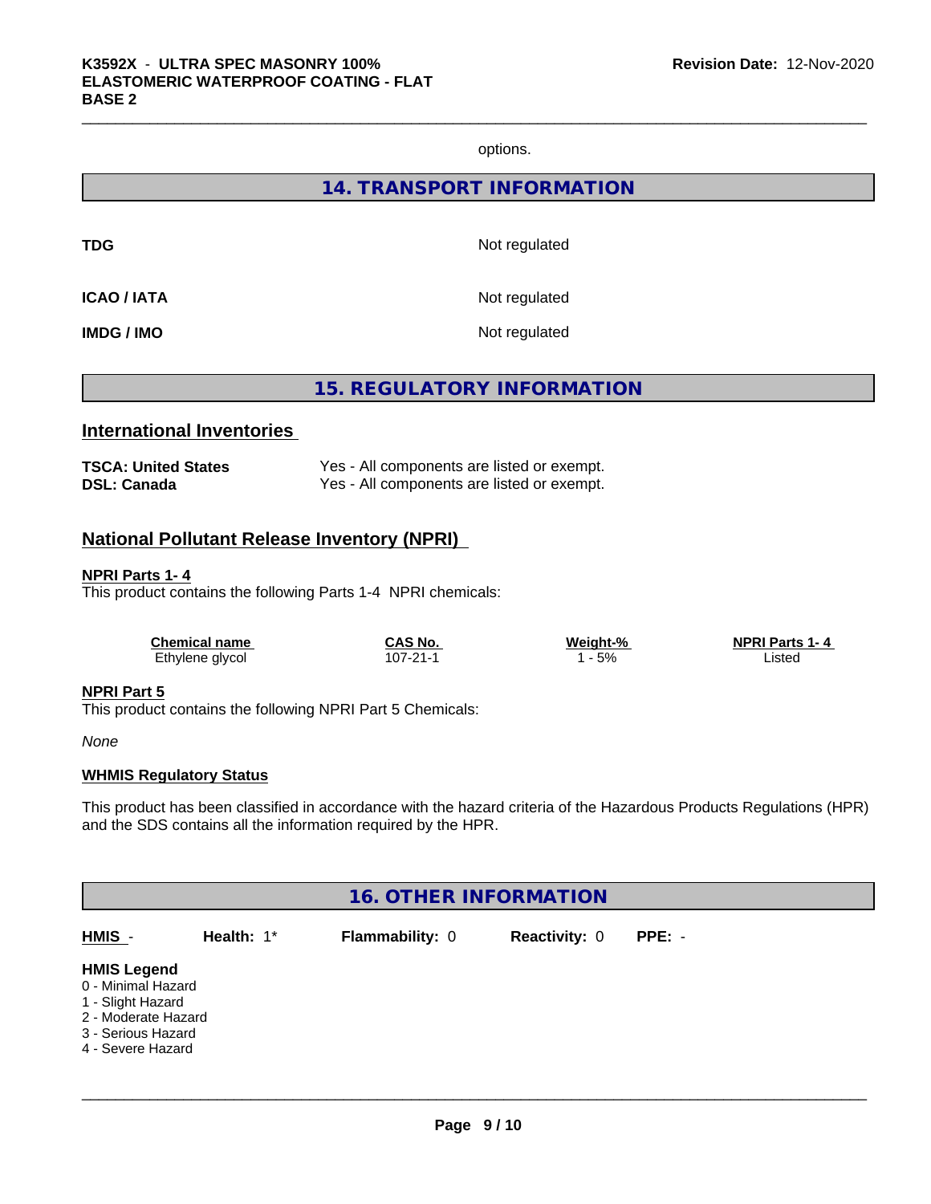options.

## 14. TRANSPORT INFORMATION

| | |
|---|---|
| **TDG** | Not regulated |
| **ICAO / IATA** | Not regulated |
| **IMDG / IMO** | Not regulated |

## 15. REGULATORY INFORMATION

### International Inventories

| | |
|---|---|
| **TSCA: United States** | Yes - All components are listed or exempt. |
| **DSL: Canada** | Yes - All components are listed or exempt. |

### National Pollutant Release Inventory (NPRI)

**NPRI Parts 1- 4**

This product contains the following Parts 1-4 NPRI chemicals:

| Chemical name | CAS No. | Weight-% | NPRI Parts 1- 4 |
|---|---|---|---|
| Ethylene glycol | 107-21-1 | 1 - 5% | Listed |

**NPRI Part 5**

This product contains the following NPRI Part 5 Chemicals:

*None*

**WHMIS Regulatory Status**

This product has been classified in accordance with the hazard criteria of the Hazardous Products Regulations (HPR) and the SDS contains all the information required by the HPR.

## 16. OTHER INFORMATION

| HMIS - | Health: 1* | Flammability: 0 | Reactivity: 0 | PPE: - |
|---|---|---|---|---|

**HMIS Legend**

0 - Minimal Hazard
1 - Slight Hazard
2 - Moderate Hazard
3 - Serious Hazard
4 - Severe Hazard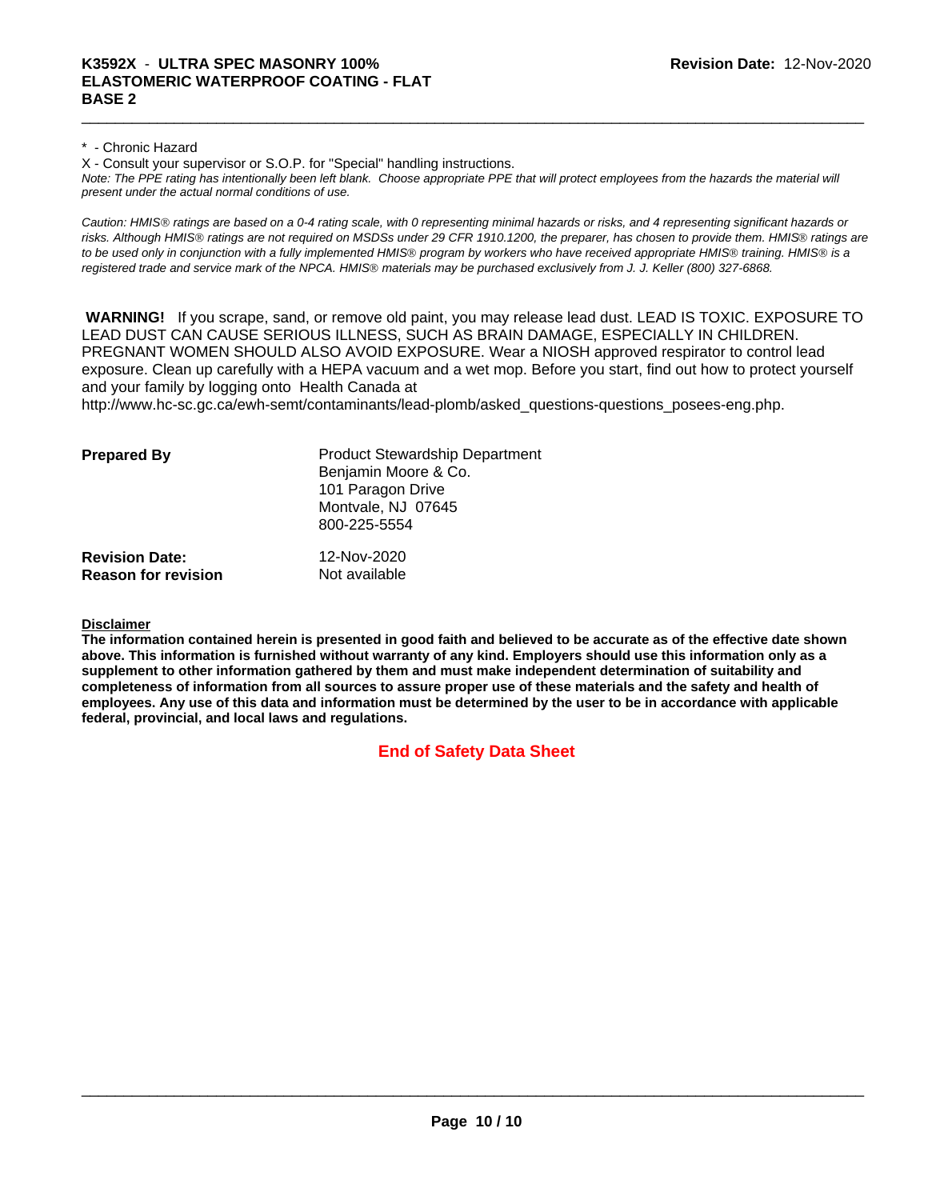\* - Chronic Hazard

X - Consult your supervisor or S.O.P. for "Special" handling instructions.

*Note: The PPE rating has intentionally been left blank. Choose appropriate PPE that will protect employees from the hazards the material will present under the actual normal conditions of use.*

*Caution: HMIS® ratings are based on a 0-4 rating scale, with 0 representing minimal hazards or risks, and 4 representing significant hazards or risks. Although HMIS® ratings are not required on MSDSs under 29 CFR 1910.1200, the preparer, has chosen to provide them. HMIS® ratings are to be used only in conjunction with a fully implemented HMIS® program by workers who have received appropriate HMIS® training. HMIS® is a registered trade and service mark of the NPCA. HMIS® materials may be purchased exclusively from J. J. Keller (800) 327-6868.*

**WARNING!** If you scrape, sand, or remove old paint, you may release lead dust. LEAD IS TOXIC. EXPOSURE TO LEAD DUST CAN CAUSE SERIOUS ILLNESS, SUCH AS BRAIN DAMAGE, ESPECIALLY IN CHILDREN. PREGNANT WOMEN SHOULD ALSO AVOID EXPOSURE. Wear a NIOSH approved respirator to control lead exposure. Clean up carefully with a HEPA vacuum and a wet mop. Before you start, find out how to protect yourself and your family by logging onto Health Canada at http://www.hc-sc.gc.ca/ewh-semt/contaminants/lead-plomb/asked_questions-questions_posees-eng.php.

| | |
|---|---|
| **Prepared By** | Product Stewardship Department<br>Benjamin Moore & Co.<br>101 Paragon Drive<br>Montvale, NJ 07645<br>800-225-5554 |
| **Revision Date:** | 12-Nov-2020 |
| **Reason for revision** | Not available |

**Disclaimer**

**The information contained herein is presented in good faith and believed to be accurate as of the effective date shown above. This information is furnished without warranty of any kind. Employers should use this information only as a supplement to other information gathered by them and must make independent determination of suitability and completeness of information from all sources to assure proper use of these materials and the safety and health of employees. Any use of this data and information must be determined by the user to be in accordance with applicable federal, provincial, and local laws and regulations.**

**End of Safety Data Sheet**